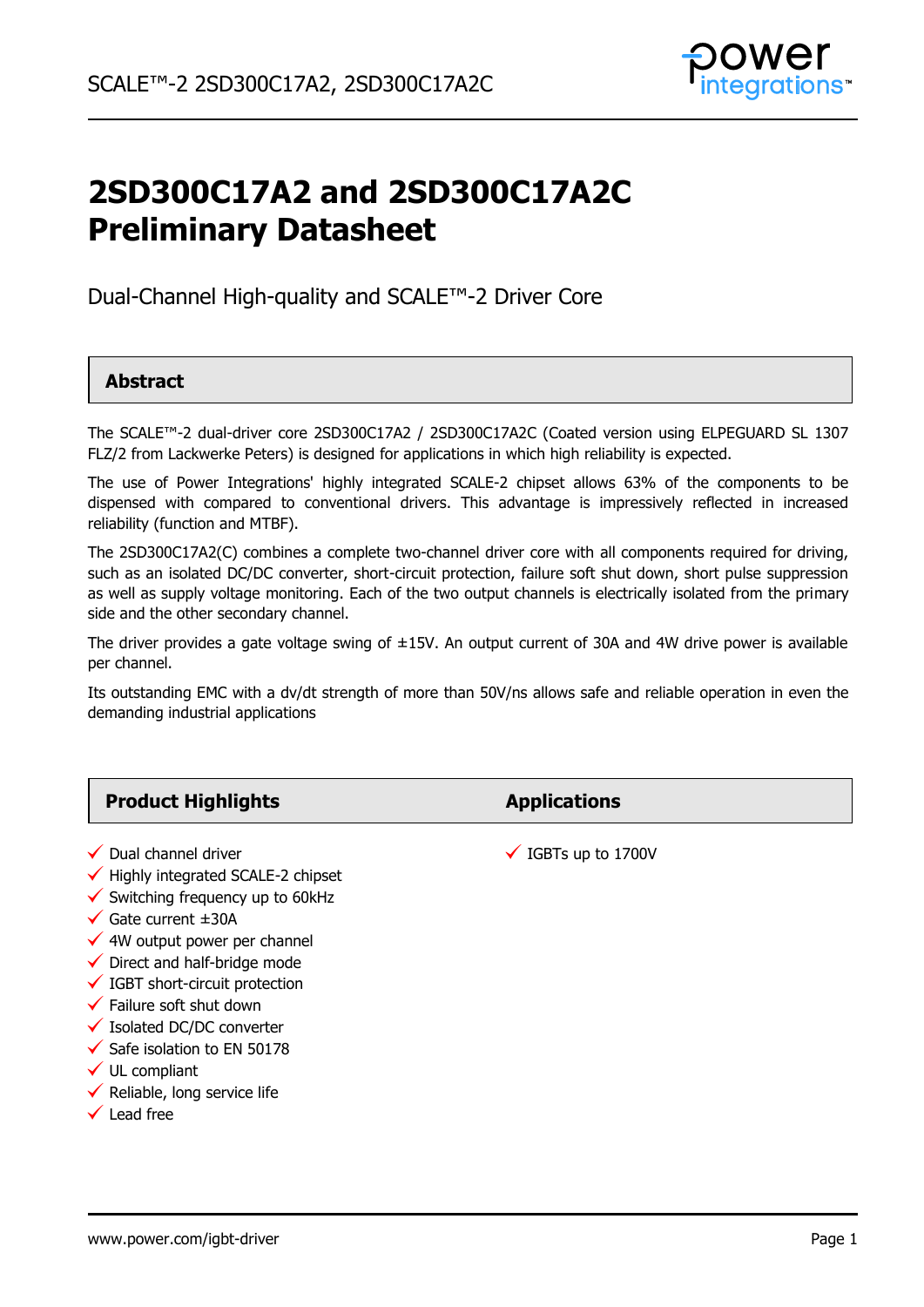# 2SD300C17A2 and 2SD300C17A2C Preliminary Datasheet

Dual-Channel High-quality and SCALE™-2 Driver Core

## Abstract

The SCALE™-2 dual-driver core 2SD300C17A2 / 2SD300C17A2C (Coated version using ELPEGUARD SL 1307 FLZ/2 from Lackwerke Peters) is designed for applications in which high reliability is expected.

The use of Power Integrations' highly integrated SCALE-2 chipset allows 63% of the components to be dispensed with compared to conventional drivers. This advantage is impressively reflected in increased reliability (function and MTBF).

The 2SD300C17A2(C) combines a complete two-channel driver core with all components required for driving, such as an isolated DC/DC converter, short-circuit protection, failure soft shut down, short pulse suppression as well as supply voltage monitoring. Each of the two output channels is electrically isolated from the primary side and the other secondary channel.

The driver provides a gate voltage swing of ±15V. An output current of 30A and 4W drive power is available per channel.

Its outstanding EMC with a dv/dt strength of more than 50V/ns allows safe and reliable operation in even the demanding industrial applications

## Product Highlights

- ✓ Dual channel driver
- ✓ Highly integrated SCALE-2 chipset
- ✓ Switching frequency up to 60kHz
- ✓ Gate current ±30A
- ✓ 4W output power per channel
- ✓ Direct and half-bridge mode
- ✓ IGBT short-circuit protection
- ✓ Failure soft shut down
- ✓ Isolated DC/DC converter
- ✓ Safe isolation to EN 50178
- ✓ UL compliant
- ✓ Reliable, long service life
- ✓ Lead free

## Applications

- ✓ IGBTs up to 1700V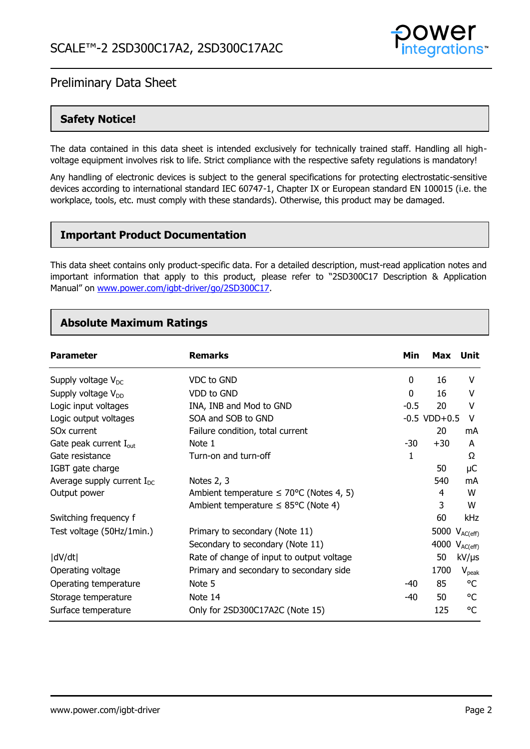## Safety Notice!

The data contained in this data sheet is intended exclusively for technically trained staff. Handling all high-voltage equipment involves risk to life. Strict compliance with the respective safety regulations is mandatory!

Any handling of electronic devices is subject to the general specifications for protecting electrostatic-sensitive devices according to international standard IEC 60747-1, Chapter IX or European standard EN 100015 (i.e. the workplace, tools, etc. must comply with these standards). Otherwise, this product may be damaged.

## Important Product Documentation

This data sheet contains only product-specific data. For a detailed description, must-read application notes and important information that apply to this product, please refer to "2SD300C17 Description & Application Manual" on www.power.com/igbt-driver/go/2SD300C17.

## Absolute Maximum Ratings

| Parameter | Remarks | Min | Max | Unit |
|---|---|---|---|---|
| Supply voltage $V_{DC}$ | VDC to GND | 0 | 16 | V |
| Supply voltage $V_{DD}$ | VDD to GND | 0 | 16 | V |
| Logic input voltages | INA, INB and Mod to GND | -0.5 | 20 | V |
| Logic output voltages | SOA and SOB to GND | -0.5 | VDD+0.5 | V |
| SOx current | Failure condition, total current | | 20 | mA |
| Gate peak current $I_{out}$ | Note 1 | -30 | +30 | A |
| Gate resistance | Turn-on and turn-off | 1 | | Ω |
| IGBT gate charge | | | 50 | µC |
| Average supply current $I_{DC}$ | Notes 2, 3 | | 540 | mA |
| Output power | Ambient temperature ≤ 70°C (Notes 4, 5) | | 4 | W |
| | Ambient temperature ≤ 85°C (Note 4) | | 3 | W |
| Switching frequency f | | | 60 | kHz |
| Test voltage (50Hz/1min.) | Primary to secondary (Note 11) | | 5000 | $V_{AC(eff)}$ |
| | Secondary to secondary (Note 11) | | 4000 | $V_{AC(eff)}$ |
| \|dV/dt\| | Rate of change of input to output voltage | | 50 | kV/µs |
| Operating voltage | Primary and secondary to secondary side | | 1700 | $V_{peak}$ |
| Operating temperature | Note 5 | -40 | 85 | °C |
| Storage temperature | Note 14 | -40 | 50 | °C |
| Surface temperature | Only for 2SD300C17A2C (Note 15) | | 125 | °C |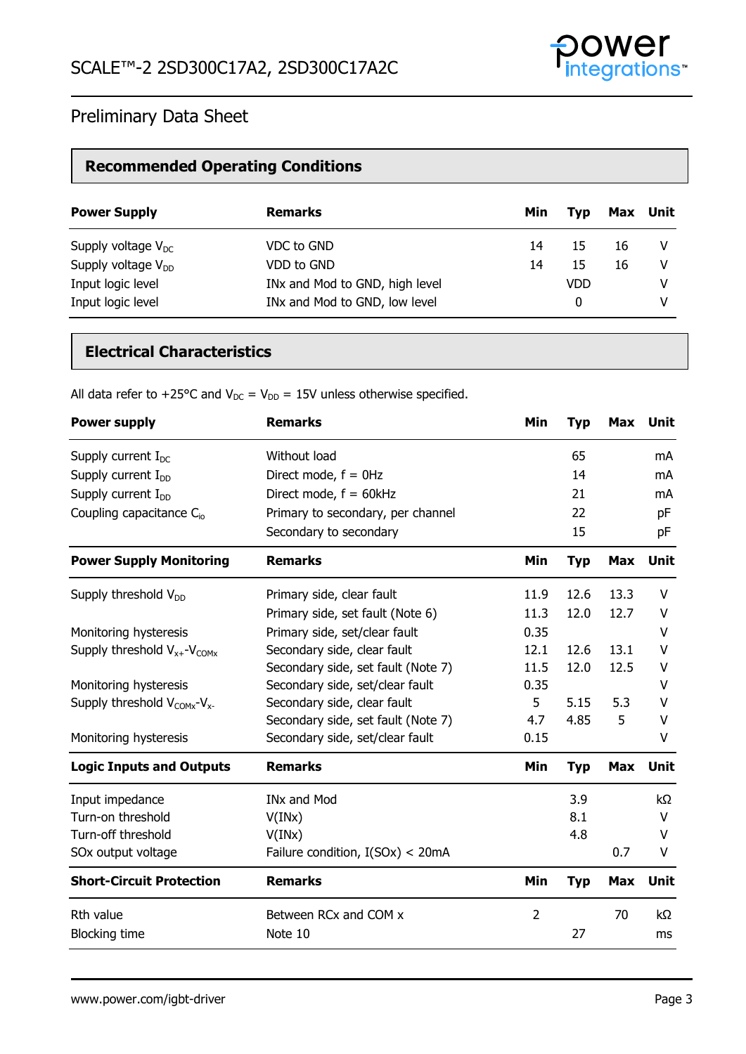## Preliminary Data Sheet

## Recommended Operating Conditions

| Power Supply | Remarks | Min | Typ | Max | Unit |
|---|---|---|---|---|---|
| Supply voltage $V_{DC}$ | VDC to GND | 14 | 15 | 16 | V |
| Supply voltage $V_{DD}$ | VDD to GND | 14 | 15 | 16 | V |
| Input logic level | INx and Mod to GND, high level | | VDD | | V |
| Input logic level | INx and Mod to GND, low level | | 0 | | V |

## Electrical Characteristics

All data refer to +25°C and $V_{DC}$ = $V_{DD}$ = 15V unless otherwise specified.

| Power supply | Remarks | Min | Typ | Max | Unit |
|---|---|---|---|---|---|
| Supply current $I_{DC}$ | Without load | | 65 | | mA |
| Supply current $I_{DD}$ | Direct mode, f = 0Hz | | 14 | | mA |
| Supply current $I_{DD}$ | Direct mode, f = 60kHz | | 21 | | mA |
| Coupling capacitance $C_{io}$ | Primary to secondary, per channel | | 22 | | pF |
| | Secondary to secondary | | 15 | | pF |
| **Power Supply Monitoring** | **Remarks** | **Min** | **Typ** | **Max** | **Unit** |
| Supply threshold $V_{DD}$ | Primary side, clear fault | 11.9 | 12.6 | 13.3 | V |
| | Primary side, set fault (Note 6) | 11.3 | 12.0 | 12.7 | V |
| Monitoring hysteresis | Primary side, set/clear fault | 0.35 | | | V |
| Supply threshold $V_{x+}$-$V_{COMx}$ | Secondary side, clear fault | 12.1 | 12.6 | 13.1 | V |
| | Secondary side, set fault (Note 7) | 11.5 | 12.0 | 12.5 | V |
| Monitoring hysteresis | Secondary side, set/clear fault | 0.35 | | | V |
| Supply threshold $V_{COMx}$-$V_{x-}$ | Secondary side, clear fault | 5 | 5.15 | 5.3 | V |
| | Secondary side, set fault (Note 7) | 4.7 | 4.85 | 5 | V |
| Monitoring hysteresis | Secondary side, set/clear fault | 0.15 | | | V |
| **Logic Inputs and Outputs** | **Remarks** | **Min** | **Typ** | **Max** | **Unit** |
| Input impedance | INx and Mod | | 3.9 | | kΩ |
| Turn-on threshold | V(INx) | | 8.1 | | V |
| Turn-off threshold | V(INx) | | 4.8 | | V |
| SOx output voltage | Failure condition, I(SOx) < 20mA | | | 0.7 | V |
| **Short-Circuit Protection** | **Remarks** | **Min** | **Typ** | **Max** | **Unit** |
| Rth value | Between RCx and COM x | 2 | | 70 | kΩ |
| Blocking time | Note 10 | | 27 | | ms |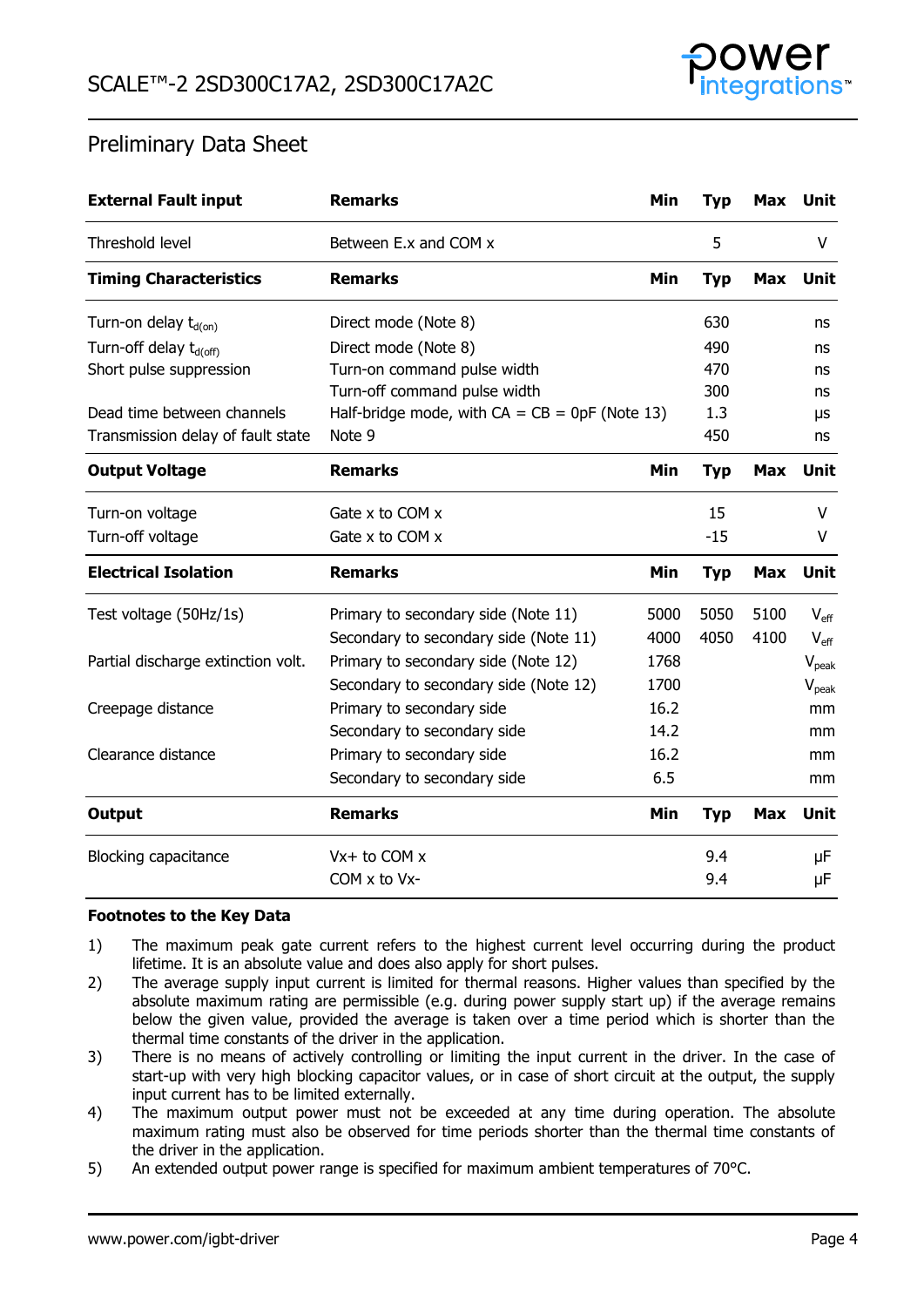## Preliminary Data Sheet

| External Fault input | Remarks | Min | Typ | Max | Unit |
|---|---|---|---|---|---|
| Threshold level | Between E.x and COM x | | 5 | | V |
| **Timing Characteristics** | **Remarks** | **Min** | **Typ** | **Max** | **Unit** |
| Turn-on delay $t_{d(on)}$ | Direct mode (Note 8) | | 630 | | ns |
| Turn-off delay $t_{d(off)}$ | Direct mode (Note 8) | | 490 | | ns |
| Short pulse suppression | Turn-on command pulse width | | 470 | | ns |
| | Turn-off command pulse width | | 300 | | ns |
| Dead time between channels | Half-bridge mode, with CA = CB = 0pF (Note 13) | | 1.3 | | µs |
| Transmission delay of fault state | Note 9 | | 450 | | ns |
| **Output Voltage** | **Remarks** | **Min** | **Typ** | **Max** | **Unit** |
| Turn-on voltage | Gate x to COM x | | 15 | | V |
| Turn-off voltage | Gate x to COM x | | -15 | | V |
| **Electrical Isolation** | **Remarks** | **Min** | **Typ** | **Max** | **Unit** |
| Test voltage (50Hz/1s) | Primary to secondary side (Note 11) | 5000 | 5050 | 5100 | $V_{eff}$ |
| | Secondary to secondary side (Note 11) | 4000 | 4050 | 4100 | $V_{eff}$ |
| Partial discharge extinction volt. | Primary to secondary side (Note 12) | 1768 | | | $V_{peak}$ |
| | Secondary to secondary side (Note 12) | 1700 | | | $V_{peak}$ |
| Creepage distance | Primary to secondary side | 16.2 | | | mm |
| | Secondary to secondary side | 14.2 | | | mm |
| Clearance distance | Primary to secondary side | 16.2 | | | mm |
| | Secondary to secondary side | 6.5 | | | mm |
| **Output** | **Remarks** | **Min** | **Typ** | **Max** | **Unit** |
| Blocking capacitance | Vx+ to COM x | | 9.4 | | µF |
| | COM x to Vx- | | 9.4 | | µF |

**Footnotes to the Key Data**

1) The maximum peak gate current refers to the highest current level occurring during the product lifetime. It is an absolute value and does also apply for short pulses.
2) The average supply input current is limited for thermal reasons. Higher values than specified by the absolute maximum rating are permissible (e.g. during power supply start up) if the average remains below the given value, provided the average is taken over a time period which is shorter than the thermal time constants of the driver in the application.
3) There is no means of actively controlling or limiting the input current in the driver. In the case of start-up with very high blocking capacitor values, or in case of short circuit at the output, the supply input current has to be limited externally.
4) The maximum output power must not be exceeded at any time during operation. The absolute maximum rating must also be observed for time periods shorter than the thermal time constants of the driver in the application.
5) An extended output power range is specified for maximum ambient temperatures of 70°C.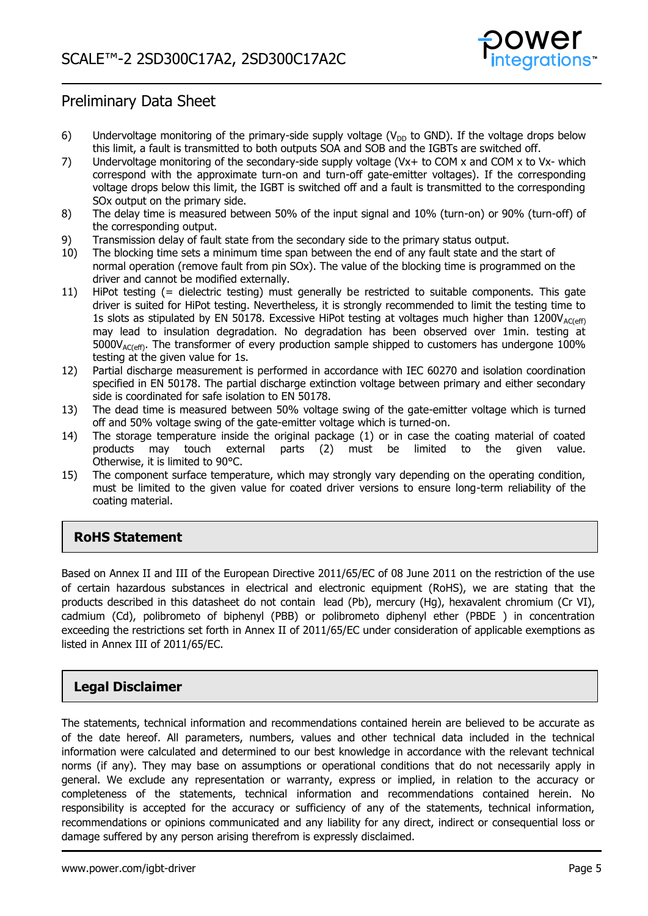6) Undervoltage monitoring of the primary-side supply voltage ($V_{DD}$ to GND). If the voltage drops below this limit, a fault is transmitted to both outputs SOA and SOB and the IGBTs are switched off.
7) Undervoltage monitoring of the secondary-side supply voltage (Vx+ to COM x and COM x to Vx- which correspond with the approximate turn-on and turn-off gate-emitter voltages). If the corresponding voltage drops below this limit, the IGBT is switched off and a fault is transmitted to the corresponding SOx output on the primary side.
8) The delay time is measured between 50% of the input signal and 10% (turn-on) or 90% (turn-off) of the corresponding output.
9) Transmission delay of fault state from the secondary side to the primary status output.
10) The blocking time sets a minimum time span between the end of any fault state and the start of normal operation (remove fault from pin SOx). The value of the blocking time is programmed on the driver and cannot be modified externally.
11) HiPot testing (= dielectric testing) must generally be restricted to suitable components. This gate driver is suited for HiPot testing. Nevertheless, it is strongly recommended to limit the testing time to 1s slots as stipulated by EN 50178. Excessive HiPot testing at voltages much higher than $1200V_{AC(eff)}$ may lead to insulation degradation. No degradation has been observed over 1min. testing at $5000V_{AC(eff)}$. The transformer of every production sample shipped to customers has undergone 100% testing at the given value for 1s.
12) Partial discharge measurement is performed in accordance with IEC 60270 and isolation coordination specified in EN 50178. The partial discharge extinction voltage between primary and either secondary side is coordinated for safe isolation to EN 50178.
13) The dead time is measured between 50% voltage swing of the gate-emitter voltage which is turned off and 50% voltage swing of the gate-emitter voltage which is turned-on.
14) The storage temperature inside the original package (1) or in case the coating material of coated products may touch external parts (2) must be limited to the given value. Otherwise, it is limited to 90°C.
15) The component surface temperature, which may strongly vary depending on the operating condition, must be limited to the given value for coated driver versions to ensure long-term reliability of the coating material.

## RoHS Statement

Based on Annex II and III of the European Directive 2011/65/EC of 08 June 2011 on the restriction of the use of certain hazardous substances in electrical and electronic equipment (RoHS), we are stating that the products described in this datasheet do not contain lead (Pb), mercury (Hg), hexavalent chromium (Cr VI), cadmium (Cd), polibrometo of biphenyl (PBB) or polibrometo diphenyl ether (PBDE ) in concentration exceeding the restrictions set forth in Annex II of 2011/65/EC under consideration of applicable exemptions as listed in Annex III of 2011/65/EC.

## Legal Disclaimer

The statements, technical information and recommendations contained herein are believed to be accurate as of the date hereof. All parameters, numbers, values and other technical data included in the technical information were calculated and determined to our best knowledge in accordance with the relevant technical norms (if any). They may base on assumptions or operational conditions that do not necessarily apply in general. We exclude any representation or warranty, express or implied, in relation to the accuracy or completeness of the statements, technical information and recommendations contained herein. No responsibility is accepted for the accuracy or sufficiency of any of the statements, technical information, recommendations or opinions communicated and any liability for any direct, indirect or consequential loss or damage suffered by any person arising therefrom is expressly disclaimed.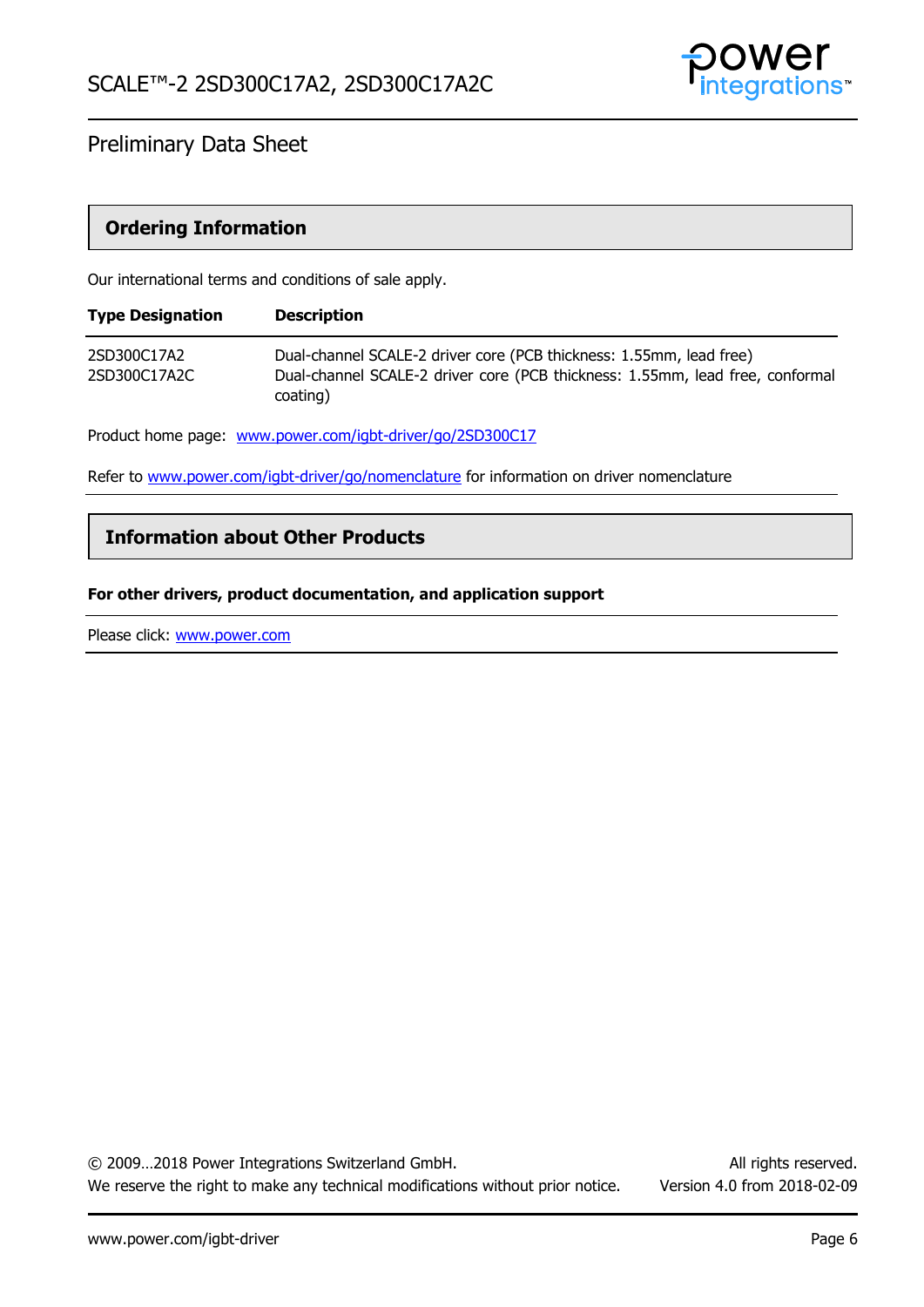## Ordering Information

Our international terms and conditions of sale apply.

| Type Designation | Description |
|---|---|
| 2SD300C17A2 | Dual-channel SCALE-2 driver core (PCB thickness: 1.55mm, lead free) |
| 2SD300C17A2C | Dual-channel SCALE-2 driver core (PCB thickness: 1.55mm, lead free, conformal coating) |

Product home page: www.power.com/igbt-driver/go/2SD300C17

Refer to www.power.com/igbt-driver/go/nomenclature for information on driver nomenclature

## Information about Other Products

**For other drivers, product documentation, and application support**

Please click: www.power.com

© 2009…2018 Power Integrations Switzerland GmbH. All rights reserved.
We reserve the right to make any technical modifications without prior notice. Version 4.0 from 2018-02-09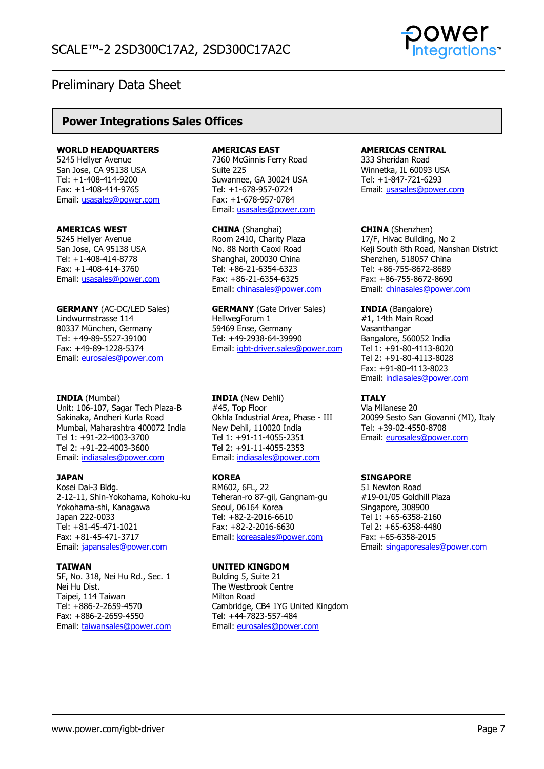## Power Integrations Sales Offices

**WORLD HEADQUARTERS**
5245 Hellyer Avenue
San Jose, CA 95138 USA
Tel: +1-408-414-9200
Fax: +1-408-414-9765
Email: usasales@power.com

**AMERICAS EAST**
7360 McGinnis Ferry Road
Suite 225
Suwannee, GA 30024 USA
Tel: +1-678-957-0724
Fax: +1-678-957-0784
Email: usasales@power.com

**AMERICAS CENTRAL**
333 Sheridan Road
Winnetka, IL 60093 USA
Tel: +1-847-721-6293
Email: usasales@power.com

**AMERICAS WEST**
5245 Hellyer Avenue
San Jose, CA 95138 USA
Tel: +1-408-414-8778
Fax: +1-408-414-3760
Email: usasales@power.com

**CHINA** (Shanghai)
Room 2410, Charity Plaza
No. 88 North Caoxi Road
Shanghai, 200030 China
Tel: +86-21-6354-6323
Fax: +86-21-6354-6325
Email: chinasales@power.com

**CHINA** (Shenzhen)
17/F, Hivac Building, No 2
Keji South 8th Road, Nanshan District
Shenzhen, 518057 China
Tel: +86-755-8672-8689
Fax: +86-755-8672-8690
Email: chinasales@power.com

**GERMANY** (AC-DC/LED Sales)
Lindwurmstrasse 114
80337 München, Germany
Tel: +49-89-5527-39100
Fax: +49-89-1228-5374
Email: eurosales@power.com

**GERMANY** (Gate Driver Sales)
HellwegForum 1
59469 Ense, Germany
Tel: +49-2938-64-39990
Email: igbt-driver.sales@power.com

**INDIA** (Bangalore)
#1, 14th Main Road
Vasanthangar
Bangalore, 560052 India
Tel 1: +91-80-4113-8020
Tel 2: +91-80-4113-8028
Fax: +91-80-4113-8023
Email: indiasales@power.com

**INDIA** (Mumbai)
Unit: 106-107, Sagar Tech Plaza-B
Sakinaka, Andheri Kurla Road
Mumbai, Maharashtra 400072 India
Tel 1: +91-22-4003-3700
Tel 2: +91-22-4003-3600
Email: indiasales@power.com

**INDIA** (New Dehli)
#45, Top Floor
Okhla Industrial Area, Phase - III
New Dehli, 110020 India
Tel 1: +91-11-4055-2351
Tel 2: +91-11-4055-2353
Email: indiasales@power.com

**ITALY**
Via Milanese 20
20099 Sesto San Giovanni (MI), Italy
Tel: +39-02-4550-8708
Email: eurosales@power.com

**JAPAN**
Kosei Dai-3 Bldg.
2-12-11, Shin-Yokohama, Kohoku-ku
Yokohama-shi, Kanagawa
Japan 222-0033
Tel: +81-45-471-1021
Fax: +81-45-471-3717
Email: japansales@power.com

**KOREA**
RM602, 6FL, 22
Teheran-ro 87-gil, Gangnam-gu
Seoul, 06164 Korea
Tel: +82-2-2016-6610
Fax: +82-2-2016-6630
Email: koreasales@power.com

**SINGAPORE**
51 Newton Road
#19-01/05 Goldhill Plaza
Singapore, 308900
Tel 1: +65-6358-2160
Tel 2: +65-6358-4480
Fax: +65-6358-2015
Email: singaporesales@power.com

**TAIWAN**
5F, No. 318, Nei Hu Rd., Sec. 1
Nei Hu Dist.
Taipei, 114 Taiwan
Tel: +886-2-2659-4570
Fax: +886-2-2659-4550
Email: taiwansales@power.com

**UNITED KINGDOM**
Bulding 5, Suite 21
The Westbrook Centre
Milton Road
Cambridge, CB4 1YG United Kingdom
Tel: +44-7823-557-484
Email: eurosales@power.com